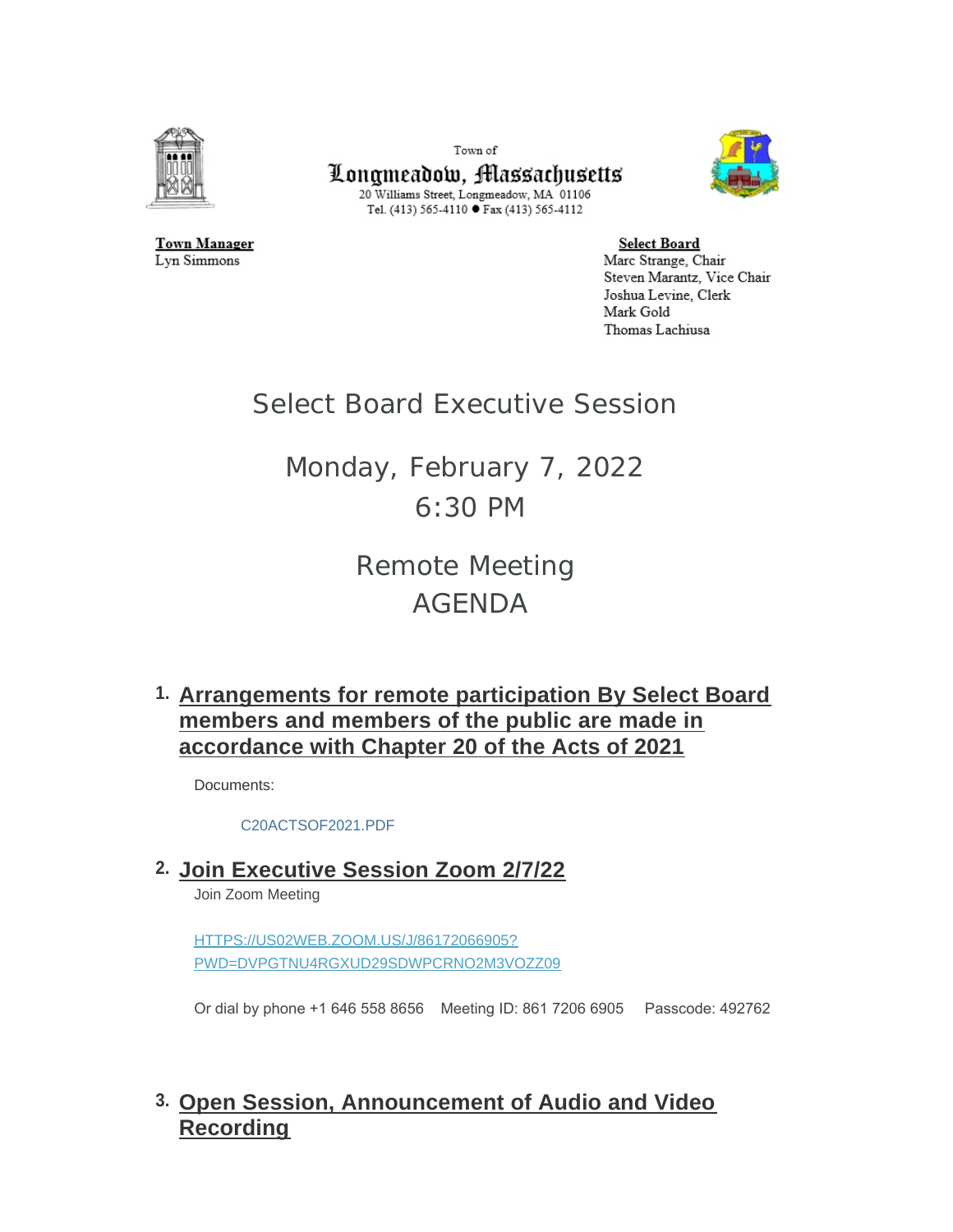Town of

**Longmeadow, Massachusetts**

20 Williams Street, Longmeadow, MA 01106
Tel. (413) 565-4110 ● Fax (413) 565-4112

**Town Manager**
Lyn Simmons

**Select Board**
Marc Strange, Chair
Steven Marantz, Vice Chair
Joshua Levine, Clerk
Mark Gold
Thomas Lachiusa

# Select Board Executive Session

## Monday, February 7, 2022
## 6:30 PM

## Remote Meeting
## AGENDA

1. **Arrangements for remote participation By Select Board members and members of the public are made in accordance with Chapter 20 of the Acts of 2021**

   Documents:

   C20ACTSOF2021.PDF

2. **Join Executive Session Zoom 2/7/22**

   Join Zoom Meeting

   HTTPS://US02WEB.ZOOM.US/J/86172066905?PWD=DVPGTNU4RGXUD29SDWPCRNO2M3VOZZ09

   Or dial by phone +1 646 558 8656 Meeting ID: 861 7206 6905 Passcode: 492762

3. **Open Session, Announcement of Audio and Video Recording**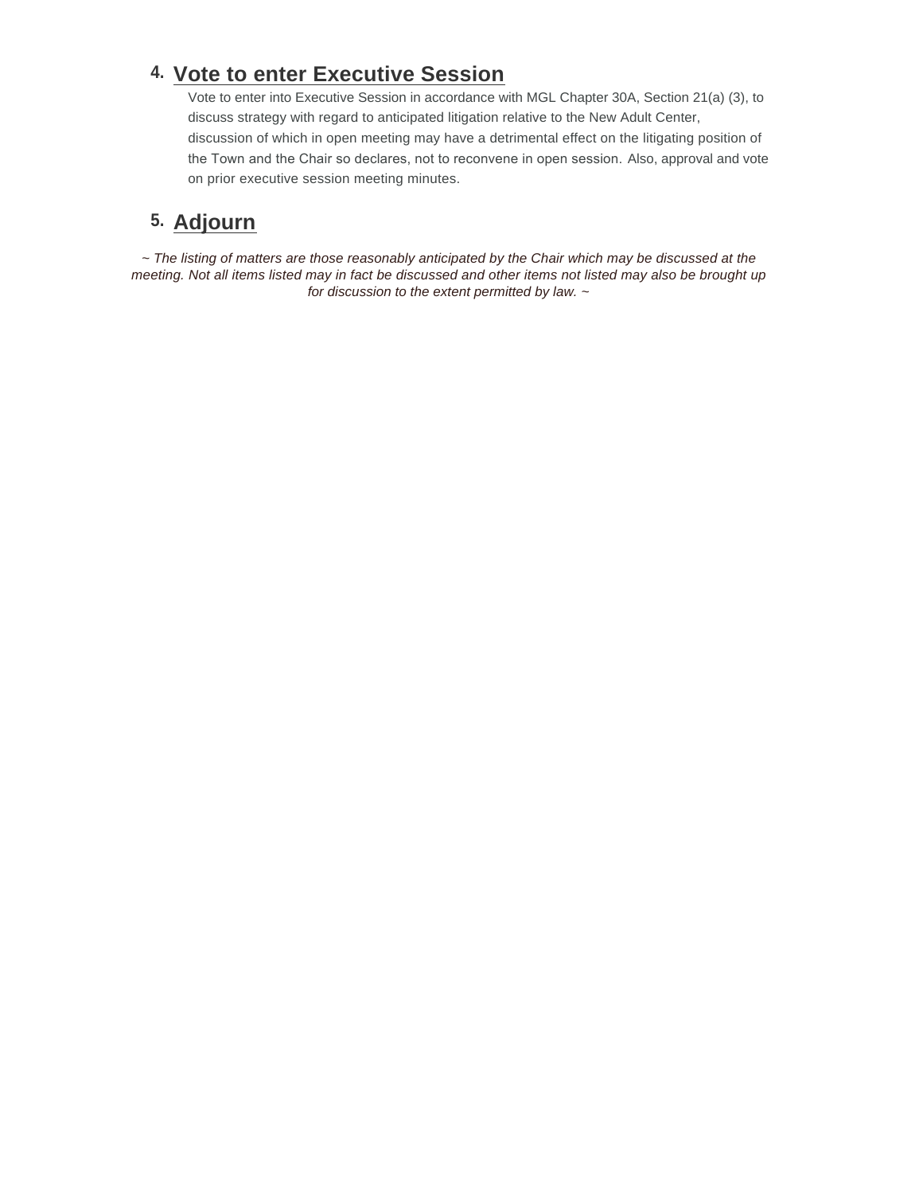4. **Vote to enter Executive Session**

   Vote to enter into Executive Session in accordance with MGL Chapter 30A, Section 21(a) (3), to discuss strategy with regard to anticipated litigation relative to the New Adult Center, discussion of which in open meeting may have a detrimental effect on the litigating position of the Town and the Chair so declares, not to reconvene in open session. Also, approval and vote on prior executive session meeting minutes.

5. **Adjourn**

*~ The listing of matters are those reasonably anticipated by the Chair which may be discussed at the meeting. Not all items listed may in fact be discussed and other items not listed may also be brought up for discussion to the extent permitted by law. ~*